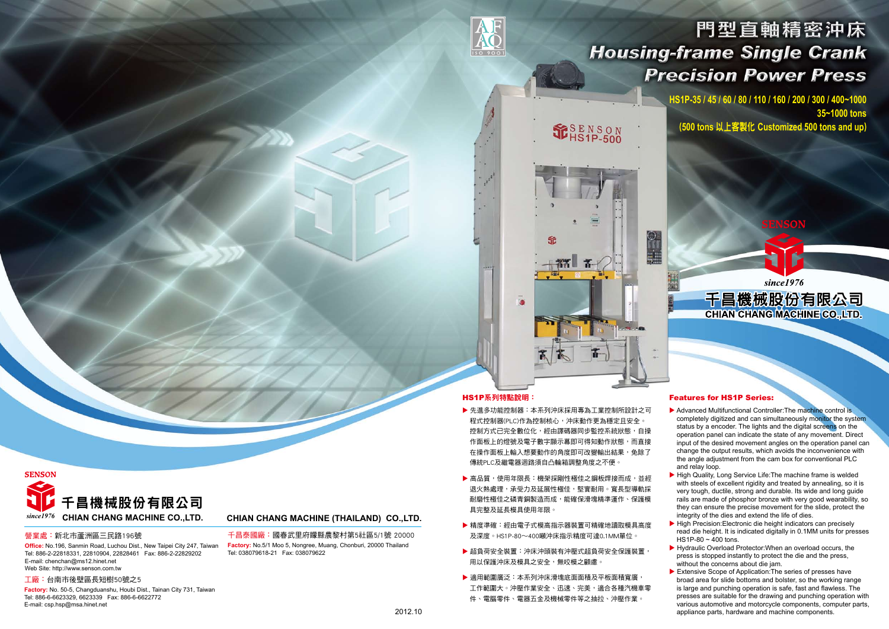# 門型直軸精密沖床

# Housing-frame Single Crank Precision Power Press

**HS1P-35 / 45 / 60 / 80 / 110 / 160 / 200 / 300 / 400~1000**
**35~1000 tons**
**(500 tons 以上客製化 Customized 500 tons and up)**

SENSON
since1976
千昌機械股份有限公司
CHIAN CHANG MACHINE CO.,LTD.

## HS1P系列特點說明：

- 先進多功能控制器：本系列沖床採用專為工業控制所設計之可程式控制器(PLC)作為控制核心，沖床動作更為穩定且安全。控制方式已完全數位化，經由譯碼器同步監控系統狀態，自操作面板上的燈號及電子數字顯示幕即可得知動作狀態，而直接在操作面板上輸入想要動作的角度即可改變輸出結果，免除了傳統PLC及繼電器迴路須自凸輪箱調整角度之不便。
- 高品質，使用年限長：機架採剛性極佳之鋼板焊接而成，並經退火熱處理，承受力及延展性極佳，堅實耐用。寬長型導軌採耐磨性極佳之磷青銅製造而成，能確保滑塊精準運作、保護模具完整及延長模具使用年限。
- 精度準確：經由電子式模高指示器裝置可精確地讀取模具高度及深度。HS1P-80～400噸沖床指示精度可達0.1MM單位。
- 超負荷安全裝置：沖床沖頭裝有沖壓式超負荷安全保護裝置，用以保護沖床及模具之安全，無咬模之顧慮。
- 適用範圍廣泛：本系列沖床滑塊底面面積及平板面積寬廣，工作範圍大。沖壓作業安全、迅速、完美，適合各種汽機車零件、電腦零件、電器五金及機械零件等之抽拉、沖壓作業。

## Features for HS1P Series:

- Advanced Multifunctional Controller:The machine control is completely digitized and can simultaneously monitor the system status by a encoder. The lights and the digital screens on the operation panel can indicate the state of any movement. Direct input of the desired movement angles on the operation panel can change the output results, which avoids the inconvenience with the angle adjustment from the cam box for conventional PLC and relay loop.
- High Quality, Long Service Life:The machine frame is welded with steels of excellent rigidity and treated by annealing, so it is very tough, ductile, strong and durable. Its wide and long guide rails are made of phosphor bronze with very good wearability, so they can ensure the precise movement for the slide, protect the integrity of the dies and extend the life of dies.
- High Precision:Electronic die height indicators can precisely read die height. It is indicated digitally in 0.1MM units for presses HS1P-80 ~ 400 tons.
- Hydraulic Overload Protector:When an overload occurs, the press is stopped instantly to protect the die and the press, without the concerns about die jam.
- Extensive Scope of Application:The series of presses have broad area for slide bottoms and bolster, so the working range is large and punching operation is safe, fast and flawless. The presses are suitable for the drawing and punching operation with various automotive and motorcycle components, computer parts, appliance parts, hardware and machine components.

SENSON
since1976
**千昌機械股份有限公司**
**CHIAN CHANG MACHINE CO.,LTD.**

營業處：新北市蘆洲區三民路196號
**Office:** No.196, Sanmin Road, Luchou Dist., New Taipei City 247, Taiwan
Tel: 886-2-22818331, 22810904, 22828461 Fax: 886-2-22829202
E-mail: chenchan@ms12.hinet.net
Web Site: http://www.senson.com.tw

工廠：台南市後壁區長短樹50號之5
**Factory:** No. 50-5, Changduanshu, Houbi Dist., Tainan City 731, Taiwan
Tel: 886-6-6623329, 6623339 Fax: 886-6-6622772
E-mail: csp.hsp@msa.hinet.net

**CHIAN CHANG MACHINE (THAILAND) CO.,LTD.**

千昌泰國廠：國春武里府曚縣農黎村第5社區5/1號 20000
**Factory:** No.5/1 Moo 5, Nongree, Muang, Chonburi, 20000 Thailand
Tel: 038079618-21 Fax: 038079622

2012.10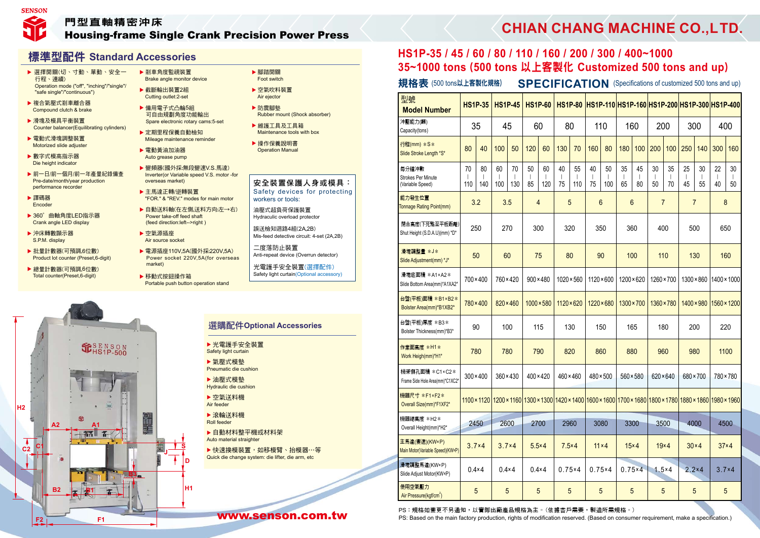SENSON

# 門型直軸精密沖床
# Housing-frame Single Crank Precision Power Press

CHIAN CHANG MACHINE CO.,LTD.

## 標準型配件 Standard Accessories

- 選擇開關(切、寸動、單動、安全一行程、連續)
  Operation mode ("off", "inching"/"single"/"safe single"/"continuous")
- 複合氣壓式剎車離合器
  Compound clutch & brake
- 滑塊及模具平衡裝置
  Counter balancer(Equilibrating cylinders)
- 電動式滑塊調整裝置
  Motorized slide adjuster
- 數字式模高指示器
  Die height indicator
- 前一日/前一個月/前一年產量紀錄備查
  Pre-date/month/year production performance recorder
- 譯碼器
  Encoder
- 360° 曲軸角度LED指示器
  Crank angle LED display
- 沖床轉數顯示器
  S.P.M. display
- 批量計數器(可預調,6位數)
  Product lot counter (Preset,6-digit)
- 總量計數器(可預調,6位數)
  Total counter(Preset,6-digit)
- 剎車角度監視裝置
  Brake angle monitor device
- 截斷輸出裝置2組
  Cutting outlet:2-set
- 備用電子式凸輪5組 可自由規劃角度功能輸出
  Spare electronic rotary cams:5-set
- 定期里程保養自動檢知
  Mileage maintenance reminder
- 電動黃油加油器
  Auto grease pump
- 變頻器(國外採:無段變速V.S.馬達)
  Inverter(or Variable speed V.S. motor -for overseas market)
- 主馬達正轉/逆轉裝置
  "FOR." & "REV." modes for main motor
- 自動送料軸(在左側,送料方向:左→右)
  Power take-off feed shaft (feed direction:left→right )
- 空氣源插座
  Air source socket
- 電源插座110V,5A(國外採:220V,5A)
  Power socket 220V,5A(for overseas market)
- 移動式按鈕操作箱
  Portable push button operation stand
- 腳踏開關
  Foot switch
- 空氣吹料裝置
  Air ejector
- 防震腳墊
  Rubber mount (Shock absorber)
- 維護工具及工具箱
  Maintenance tools with box
- 操作保養說明書
  Operation Manual

### 安全裝置保護人身或模具： Safety devices for protecting workers or tools:

油壓式超負荷保護裝置
Hydraulic overload protector

誤送檢知迴路4組(2A,2B)
Mis-feed detective circuit: 4-set (2A,2B)

二度落防止裝置
Anti-repeat device (Overrun detector)

光電護手安全裝置(選擇配件)
Safety light curtain(Optional accessory)

SENSON HS1P-500

H2, A2, A1, C2, C1, J, S, D, B3, B2, B1, H1, F2, F1

## 選購配件Optional Accessories

- 光電護手安全裝置
  Safety light curtain
- 氣壓式模墊
  Pneumatic die cushion
- 油壓式模墊
  Hydraulic die cushion
- 空氣送料機
  Air feeder
- 滾輪送料機
  Roll feeder
- 自動材料整平機或材料架
  Auto material straighter
- 快速換模裝置，如移模臂、抬模器…等
  Quick die change system: die lifter, die arm, etc

www.senson.com.tw

## HS1P-35 / 45 / 60 / 80 / 110 / 160 / 200 / 300 / 400~1000
## 35~1000 tons (500 tons 以上客製化 Customized 500 tons and up)

### 規格表 (500 tons以上客製化規格) SPECIFICATION (Specifications of customized 500 tons and up)

| 型號 Model Number | HS1P-35 | | HS1P-45 | | HS1P-60 | | HS1P-80 | | HS1P-110 | | HS1P-160 | | HS1P-200 | | HS1P-300 | | HS1P-400 | |
|---|---|---|---|---|---|---|---|---|---|---|---|---|---|---|---|---|---|---|
| 沖壓能力(噸) Capacity(tons) | 35 | | 45 | | 60 | | 80 | | 110 | | 160 | | 200 | | 300 | | 400 | |
| 行程(mm) *S* Slide Stroke Length *S* | 80 | 40 | 100 | 50 | 120 | 60 | 130 | 70 | 160 | 80 | 180 | 100 | 200 | 100 | 250 | 140 | 300 | 160 |
| 每分鐘沖數 Strokes Per Minute (Variable Speed) | 70-110 | 80-140 | 60-100 | 70-130 | 50-85 | 60-120 | 40-75 | 55-110 | 40-75 | 50-100 | 35-65 | 45-80 | 30-50 | 35-70 | 25-45 | 30-55 | 22-40 | 30-50 |
| 能力發生位置 Tonnage Rating Point(mm) | 3.2 | | 3.5 | | 4 | | 5 | | 6 | | 6 | | 7 | | 7 | | 8 | |
| 閉合高度(下死點至平板距離) Shut Height (S.D.A.U)(mm) *D* | 250 | | 270 | | 300 | | 320 | | 350 | | 360 | | 400 | | 500 | | 650 | |
| 滑塊調整量 *J* Slide Adjustment(mm) *J* | 50 | | 60 | | 75 | | 80 | | 90 | | 100 | | 110 | | 130 | | 160 | |
| 滑塊底面積 *A1×A2* Slide Bottom Area(mm)*A1XA2* | 700×400 | | 760×420 | | 900×480 | | 1020×560 | | 1120×600 | | 1200×620 | | 1260×700 | | 1300×860 | | 1400×1000 | |
| 台盤(平板)面積 *B1×B2* Bolster Area(mm)*B1XB2* | 780×400 | | 820×460 | | 1000×580 | | 1120×620 | | 1220×680 | | 1300×700 | | 1360×780 | | 1400×980 | | 1560×1200 | |
| 台盤(平板)厚度 *B3* Bolster Thickness(mm)*B3* | 90 | | 100 | | 115 | | 130 | | 150 | | 165 | | 180 | | 200 | | 220 | |
| 作業面高度 *H1* Work Heigh(mm)*H1* | 780 | | 780 | | 790 | | 820 | | 860 | | 880 | | 960 | | 980 | | 1100 | |
| 機架側孔面積 *C1×C2* Frame Side Hole Area(mm)*C1XC2* | 300×400 | | 360×430 | | 400×420 | | 460×460 | | 480×500 | | 560×580 | | 620×640 | | 680×700 | | 780×780 | |
| 機器尺寸 *F1×F2* Overall Size(mm)*F1XF2* | 1100×1120 | | 1200×1160 | | 1300×1300 | | 1420×1400 | | 1600×1600 | | 1700×1680 | | 1800×1780 | | 1880×1860 | | 1980×1960 | |
| 機器總高度 *H2* Overall Height(mm)*H2* | 2450 | | 2600 | | 2700 | | 2960 | | 3080 | | 3300 | | 3500 | | 4000 | | 4500 | |
| 主馬達(變速)(KW×P) Main Motor(Variable Speed)(KW×P) | 3.7×4 | | 3.7×4 | | 5.5×4 | | 7.5×4 | | 11×4 | | 15×4 | | 19×4 | | 30×4 | | 37×4 | |
| 滑塊調整馬達(KW×P) Slide Adjust Motor(KW×P) | 0.4×4 | | 0.4×4 | | 0.4×4 | | 0.75×4 | | 0.75×4 | | 0.75×4 | | 1.5×4 | | 2.2×4 | | 3.7×4 | |
| 使用空氣壓力 Air Pressure(kgf/cm²) | 5 | | 5 | | 5 | | 5 | | 5 | | 5 | | 5 | | 5 | | 5 | |

PS：規格如變更不另通知，以實際出廠產品規格為主。(依據客戶需要，製造所需規格。)
PS: Based on the main factory production, rights of modification reserved. (Based on consumer requirement, make a specification.)